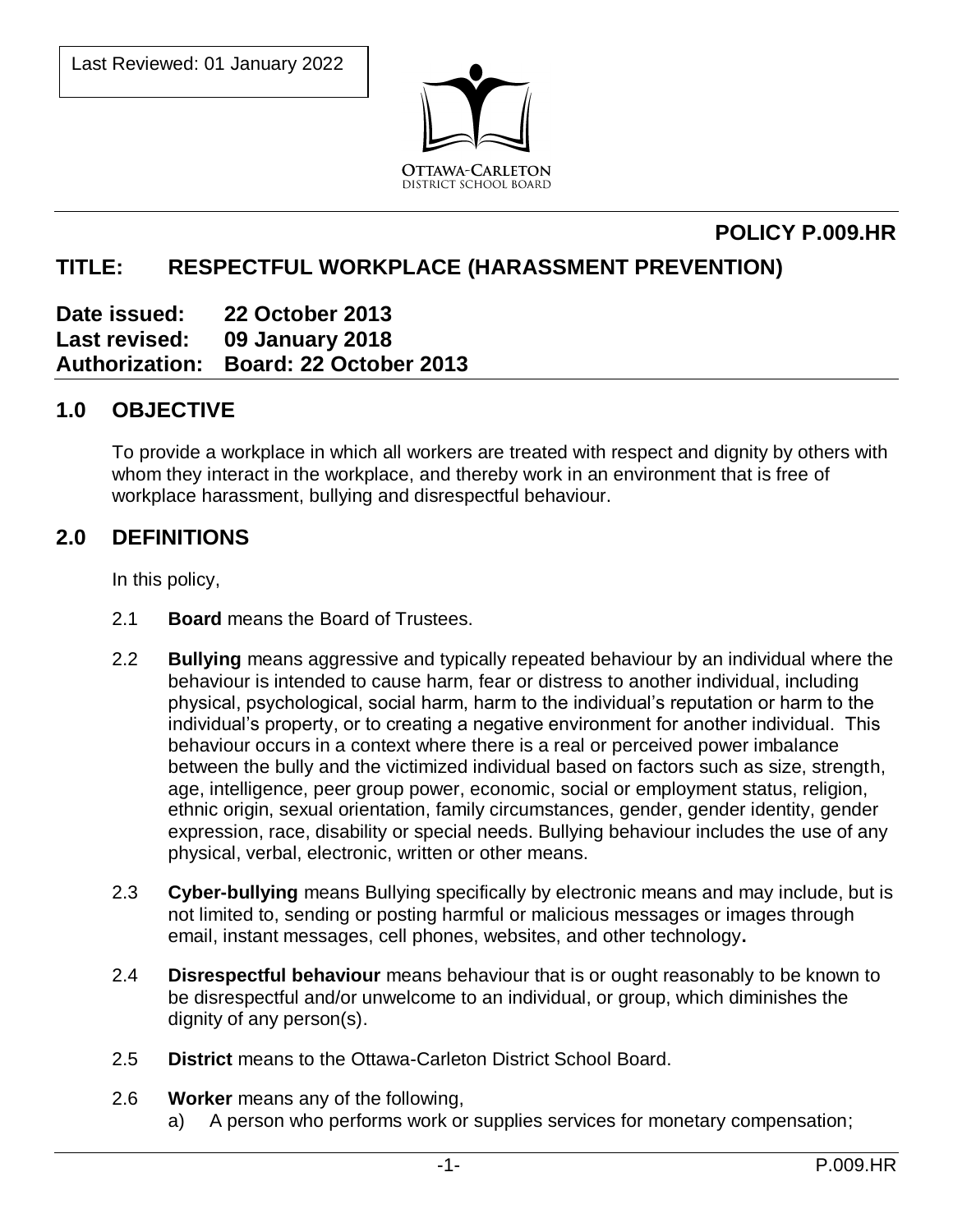Last Reviewed: 01 January 2022

OTTAWA-CARLETON
DISTRICT SCHOOL BOARD

**POLICY P.009.HR**

# TITLE: RESPECTFUL WORKPLACE (HARASSMENT PREVENTION)

**Date issued: 22 October 2013**
**Last revised: 09 January 2018**
**Authorization: Board: 22 October 2013**

## 1.0 OBJECTIVE

To provide a workplace in which all workers are treated with respect and dignity by others with whom they interact in the workplace, and thereby work in an environment that is free of workplace harassment, bullying and disrespectful behaviour.

## 2.0 DEFINITIONS

In this policy,

2.1 **Board** means the Board of Trustees.

2.2 **Bullying** means aggressive and typically repeated behaviour by an individual where the behaviour is intended to cause harm, fear or distress to another individual, including physical, psychological, social harm, harm to the individual's reputation or harm to the individual's property, or to creating a negative environment for another individual. This behaviour occurs in a context where there is a real or perceived power imbalance between the bully and the victimized individual based on factors such as size, strength, age, intelligence, peer group power, economic, social or employment status, religion, ethnic origin, sexual orientation, family circumstances, gender, gender identity, gender expression, race, disability or special needs. Bullying behaviour includes the use of any physical, verbal, electronic, written or other means.

2.3 **Cyber-bullying** means Bullying specifically by electronic means and may include, but is not limited to, sending or posting harmful or malicious messages or images through email, instant messages, cell phones, websites, and other technology**.**

2.4 **Disrespectful behaviour** means behaviour that is or ought reasonably to be known to be disrespectful and/or unwelcome to an individual, or group, which diminishes the dignity of any person(s).

2.5 **District** means to the Ottawa-Carleton District School Board.

2.6 **Worker** means any of the following,

a) A person who performs work or supplies services for monetary compensation;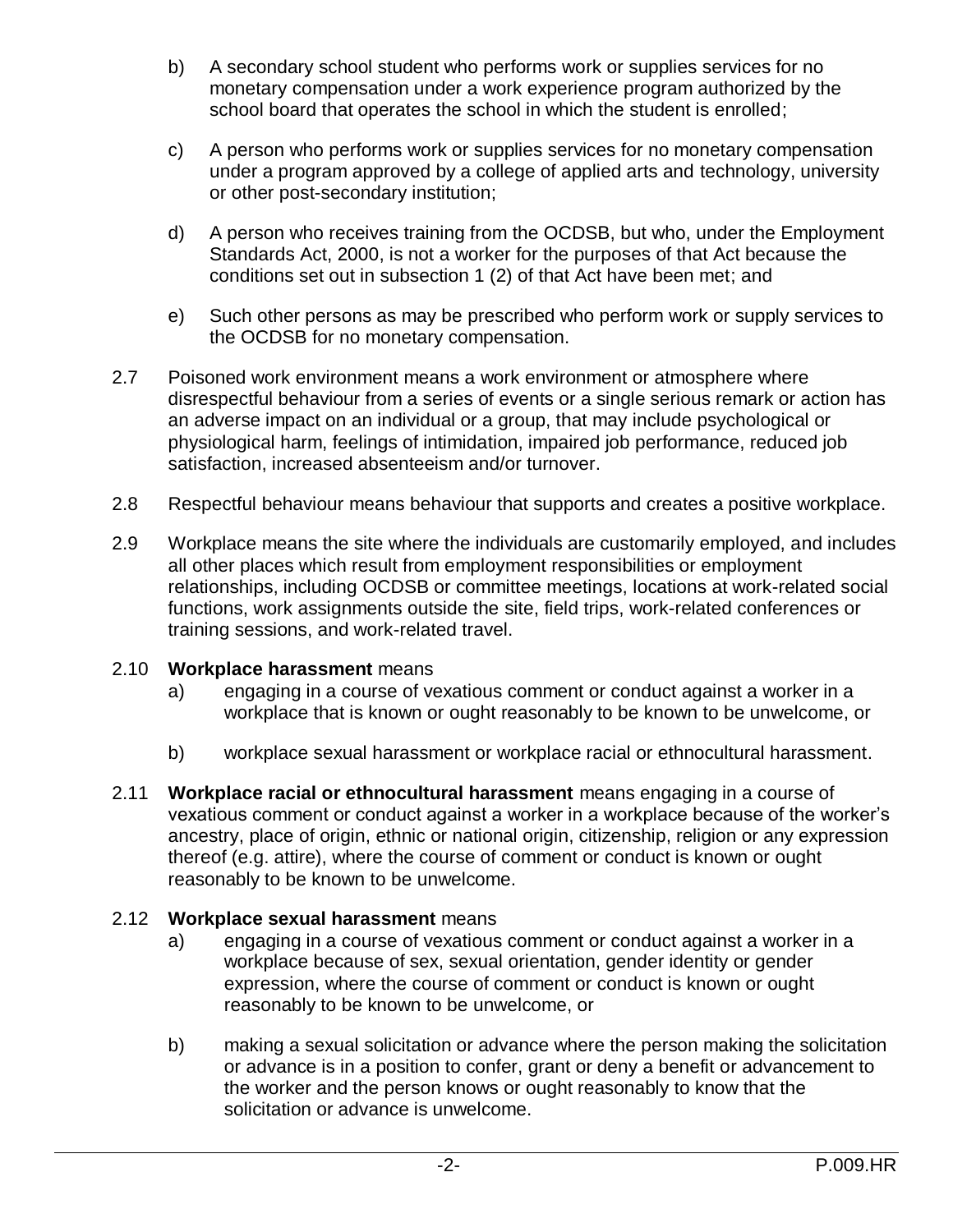b) A secondary school student who performs work or supplies services for no monetary compensation under a work experience program authorized by the school board that operates the school in which the student is enrolled;

c) A person who performs work or supplies services for no monetary compensation under a program approved by a college of applied arts and technology, university or other post-secondary institution;

d) A person who receives training from the OCDSB, but who, under the Employment Standards Act, 2000, is not a worker for the purposes of that Act because the conditions set out in subsection 1 (2) of that Act have been met; and

e) Such other persons as may be prescribed who perform work or supply services to the OCDSB for no monetary compensation.

2.7 Poisoned work environment means a work environment or atmosphere where disrespectful behaviour from a series of events or a single serious remark or action has an adverse impact on an individual or a group, that may include psychological or physiological harm, feelings of intimidation, impaired job performance, reduced job satisfaction, increased absenteeism and/or turnover.

2.8 Respectful behaviour means behaviour that supports and creates a positive workplace.

2.9 Workplace means the site where the individuals are customarily employed, and includes all other places which result from employment responsibilities or employment relationships, including OCDSB or committee meetings, locations at work-related social functions, work assignments outside the site, field trips, work-related conferences or training sessions, and work-related travel.

2.10 **Workplace harassment** means

a) engaging in a course of vexatious comment or conduct against a worker in a workplace that is known or ought reasonably to be known to be unwelcome, or

b) workplace sexual harassment or workplace racial or ethnocultural harassment.

2.11 **Workplace racial or ethnocultural harassment** means engaging in a course of vexatious comment or conduct against a worker in a workplace because of the worker's ancestry, place of origin, ethnic or national origin, citizenship, religion or any expression thereof (e.g. attire), where the course of comment or conduct is known or ought reasonably to be known to be unwelcome.

2.12 **Workplace sexual harassment** means

a) engaging in a course of vexatious comment or conduct against a worker in a workplace because of sex, sexual orientation, gender identity or gender expression, where the course of comment or conduct is known or ought reasonably to be known to be unwelcome, or

b) making a sexual solicitation or advance where the person making the solicitation or advance is in a position to confer, grant or deny a benefit or advancement to the worker and the person knows or ought reasonably to know that the solicitation or advance is unwelcome.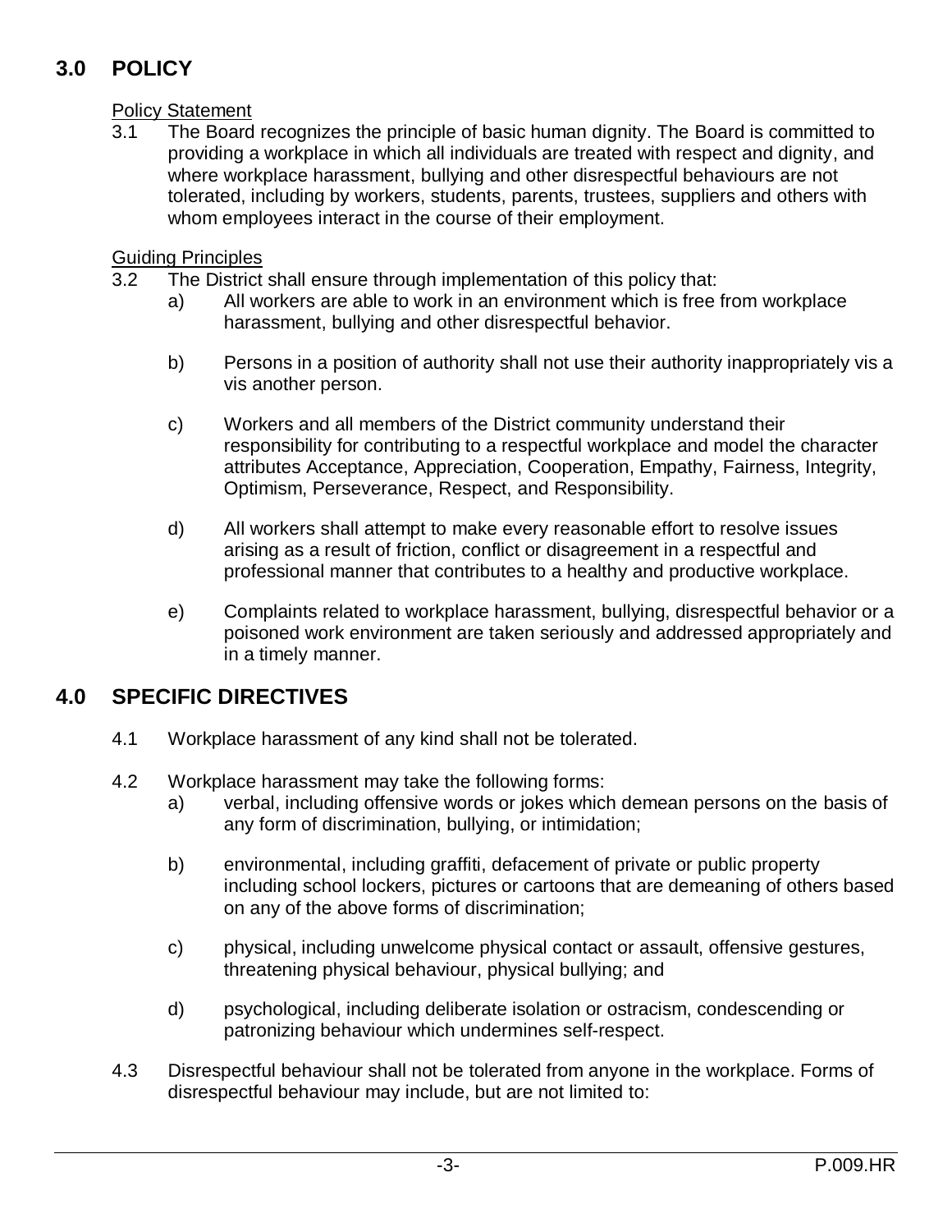## 3.0 POLICY

Policy Statement

3.1 The Board recognizes the principle of basic human dignity. The Board is committed to providing a workplace in which all individuals are treated with respect and dignity, and where workplace harassment, bullying and other disrespectful behaviours are not tolerated, including by workers, students, parents, trustees, suppliers and others with whom employees interact in the course of their employment.

Guiding Principles

3.2 The District shall ensure through implementation of this policy that:

a) All workers are able to work in an environment which is free from workplace harassment, bullying and other disrespectful behavior.

b) Persons in a position of authority shall not use their authority inappropriately vis a vis another person.

c) Workers and all members of the District community understand their responsibility for contributing to a respectful workplace and model the character attributes Acceptance, Appreciation, Cooperation, Empathy, Fairness, Integrity, Optimism, Perseverance, Respect, and Responsibility.

d) All workers shall attempt to make every reasonable effort to resolve issues arising as a result of friction, conflict or disagreement in a respectful and professional manner that contributes to a healthy and productive workplace.

e) Complaints related to workplace harassment, bullying, disrespectful behavior or a poisoned work environment are taken seriously and addressed appropriately and in a timely manner.

## 4.0 SPECIFIC DIRECTIVES

4.1 Workplace harassment of any kind shall not be tolerated.

4.2 Workplace harassment may take the following forms:

a) verbal, including offensive words or jokes which demean persons on the basis of any form of discrimination, bullying, or intimidation;

b) environmental, including graffiti, defacement of private or public property including school lockers, pictures or cartoons that are demeaning of others based on any of the above forms of discrimination;

c) physical, including unwelcome physical contact or assault, offensive gestures, threatening physical behaviour, physical bullying; and

d) psychological, including deliberate isolation or ostracism, condescending or patronizing behaviour which undermines self-respect.

4.3 Disrespectful behaviour shall not be tolerated from anyone in the workplace. Forms of disrespectful behaviour may include, but are not limited to: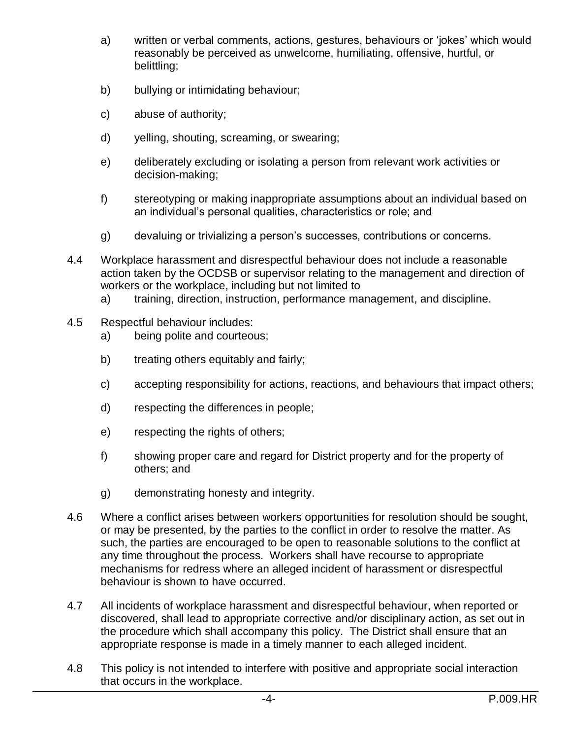a) written or verbal comments, actions, gestures, behaviours or 'jokes' which would reasonably be perceived as unwelcome, humiliating, offensive, hurtful, or belittling;

b) bullying or intimidating behaviour;

c) abuse of authority;

d) yelling, shouting, screaming, or swearing;

e) deliberately excluding or isolating a person from relevant work activities or decision-making;

f) stereotyping or making inappropriate assumptions about an individual based on an individual's personal qualities, characteristics or role; and

g) devaluing or trivializing a person's successes, contributions or concerns.

4.4 Workplace harassment and disrespectful behaviour does not include a reasonable action taken by the OCDSB or supervisor relating to the management and direction of workers or the workplace, including but not limited to

a) training, direction, instruction, performance management, and discipline.

4.5 Respectful behaviour includes:

a) being polite and courteous;

b) treating others equitably and fairly;

c) accepting responsibility for actions, reactions, and behaviours that impact others;

d) respecting the differences in people;

e) respecting the rights of others;

f) showing proper care and regard for District property and for the property of others; and

g) demonstrating honesty and integrity.

4.6 Where a conflict arises between workers opportunities for resolution should be sought, or may be presented, by the parties to the conflict in order to resolve the matter. As such, the parties are encouraged to be open to reasonable solutions to the conflict at any time throughout the process. Workers shall have recourse to appropriate mechanisms for redress where an alleged incident of harassment or disrespectful behaviour is shown to have occurred.

4.7 All incidents of workplace harassment and disrespectful behaviour, when reported or discovered, shall lead to appropriate corrective and/or disciplinary action, as set out in the procedure which shall accompany this policy. The District shall ensure that an appropriate response is made in a timely manner to each alleged incident.

4.8 This policy is not intended to interfere with positive and appropriate social interaction that occurs in the workplace.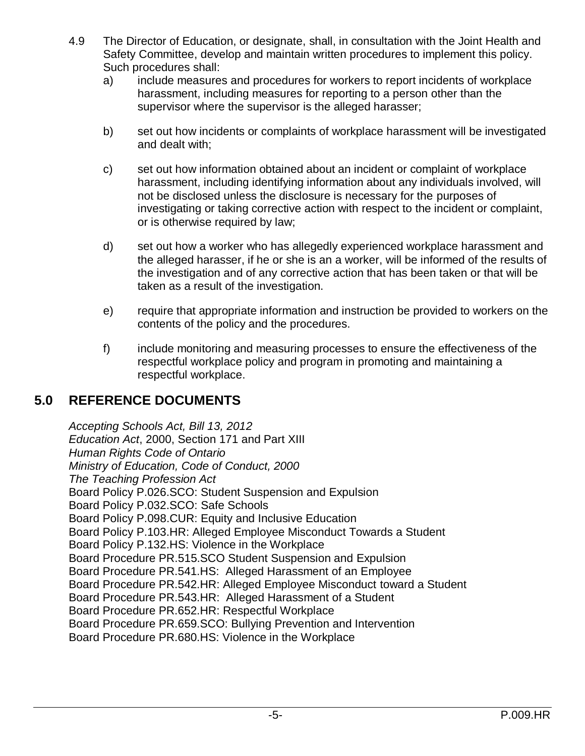4.9 The Director of Education, or designate, shall, in consultation with the Joint Health and Safety Committee, develop and maintain written procedures to implement this policy. Such procedures shall:

a) include measures and procedures for workers to report incidents of workplace harassment, including measures for reporting to a person other than the supervisor where the supervisor is the alleged harasser;

b) set out how incidents or complaints of workplace harassment will be investigated and dealt with;

c) set out how information obtained about an incident or complaint of workplace harassment, including identifying information about any individuals involved, will not be disclosed unless the disclosure is necessary for the purposes of investigating or taking corrective action with respect to the incident or complaint, or is otherwise required by law;

d) set out how a worker who has allegedly experienced workplace harassment and the alleged harasser, if he or she is an a worker, will be informed of the results of the investigation and of any corrective action that has been taken or that will be taken as a result of the investigation.

e) require that appropriate information and instruction be provided to workers on the contents of the policy and the procedures.

f) include monitoring and measuring processes to ensure the effectiveness of the respectful workplace policy and program in promoting and maintaining a respectful workplace.

## 5.0 REFERENCE DOCUMENTS

*Accepting Schools Act, Bill 13, 2012*
*Education Act*, 2000, Section 171 and Part XIII
*Human Rights Code of Ontario*
*Ministry of Education, Code of Conduct, 2000*
*The Teaching Profession Act*
Board Policy P.026.SCO: Student Suspension and Expulsion
Board Policy P.032.SCO: Safe Schools
Board Policy P.098.CUR: Equity and Inclusive Education
Board Policy P.103.HR: Alleged Employee Misconduct Towards a Student
Board Policy P.132.HS: Violence in the Workplace
Board Procedure PR.515.SCO Student Suspension and Expulsion
Board Procedure PR.541.HS: Alleged Harassment of an Employee
Board Procedure PR.542.HR: Alleged Employee Misconduct toward a Student
Board Procedure PR.543.HR: Alleged Harassment of a Student
Board Procedure PR.652.HR: Respectful Workplace
Board Procedure PR.659.SCO: Bullying Prevention and Intervention
Board Procedure PR.680.HS: Violence in the Workplace